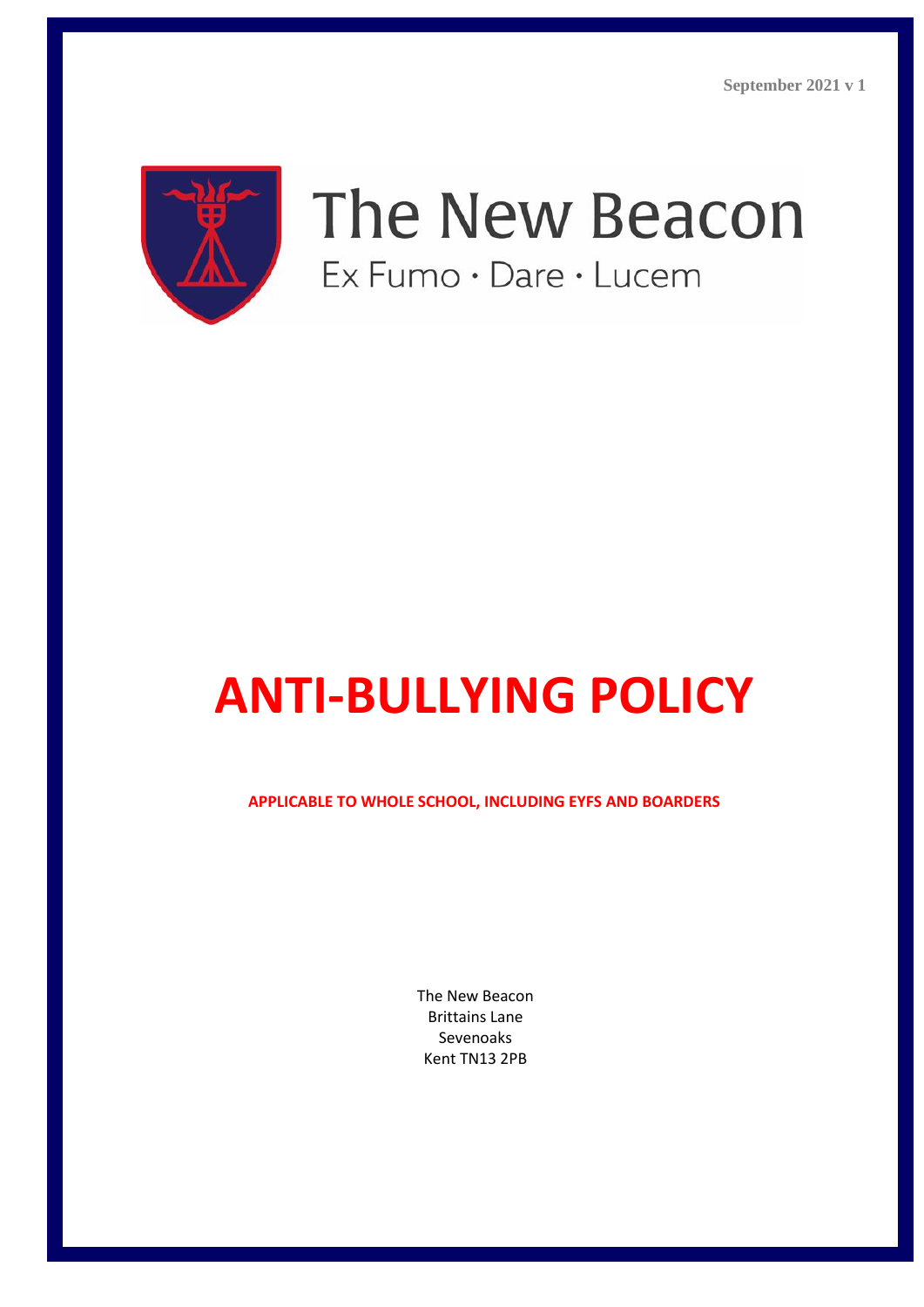September 2021 v 1

The New Beacon

Ex Fumo · Dare · Lucem

# ANTI-BULLYING POLICY

**APPLICABLE TO WHOLE SCHOOL, INCLUDING EYFS AND BOARDERS**

The New Beacon
Brittains Lane
Sevenoaks
Kent TN13 2PB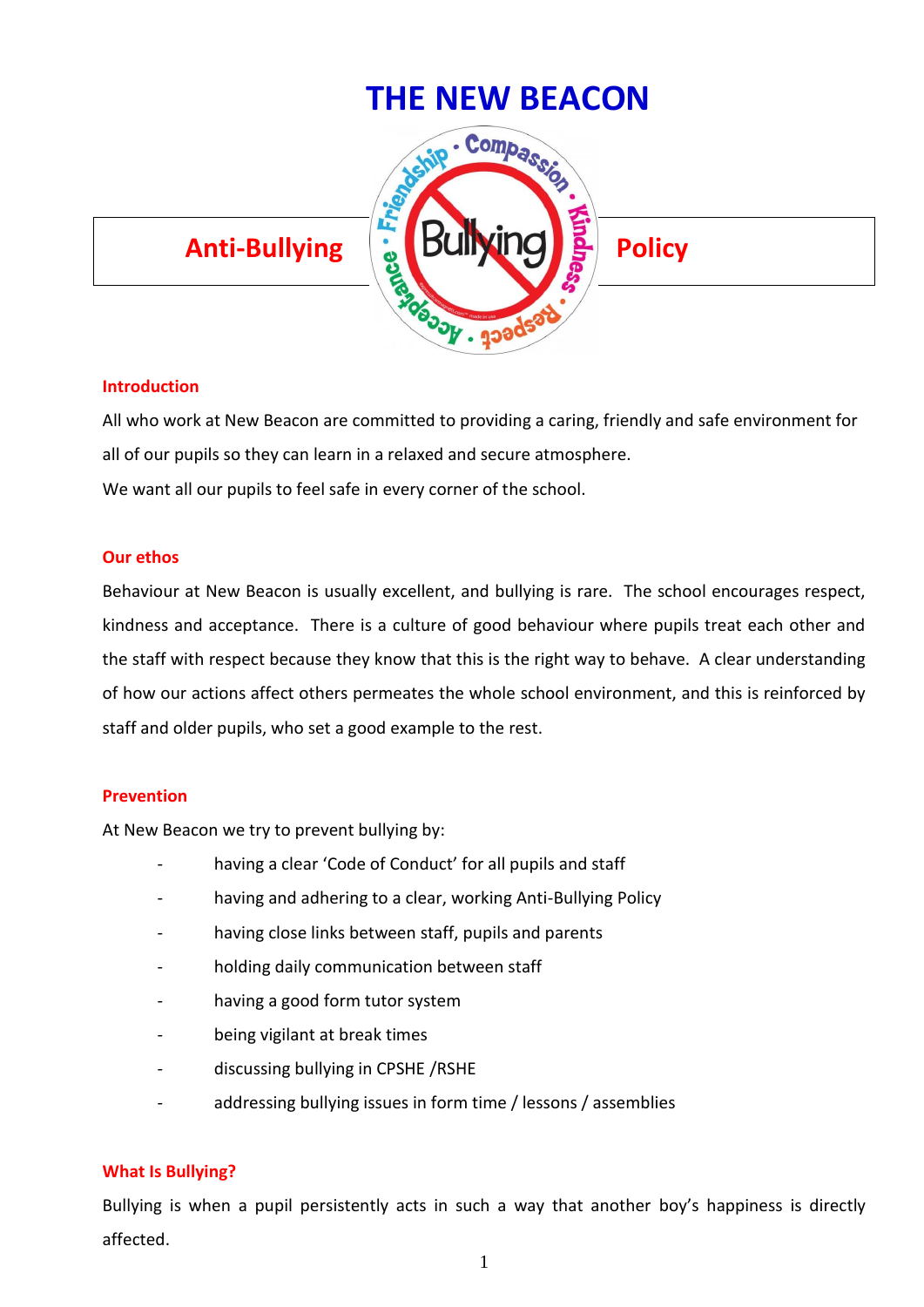# THE NEW BEACON

## Anti-Bullying Policy

### Introduction

All who work at New Beacon are committed to providing a caring, friendly and safe environment for all of our pupils so they can learn in a relaxed and secure atmosphere.

We want all our pupils to feel safe in every corner of the school.

### Our ethos

Behaviour at New Beacon is usually excellent, and bullying is rare. The school encourages respect, kindness and acceptance. There is a culture of good behaviour where pupils treat each other and the staff with respect because they know that this is the right way to behave. A clear understanding of how our actions affect others permeates the whole school environment, and this is reinforced by staff and older pupils, who set a good example to the rest.

### Prevention

At New Beacon we try to prevent bullying by:

- having a clear 'Code of Conduct' for all pupils and staff
- having and adhering to a clear, working Anti-Bullying Policy
- having close links between staff, pupils and parents
- holding daily communication between staff
- having a good form tutor system
- being vigilant at break times
- discussing bullying in CPSHE /RSHE
- addressing bullying issues in form time / lessons / assemblies

### What Is Bullying?

Bullying is when a pupil persistently acts in such a way that another boy's happiness is directly affected.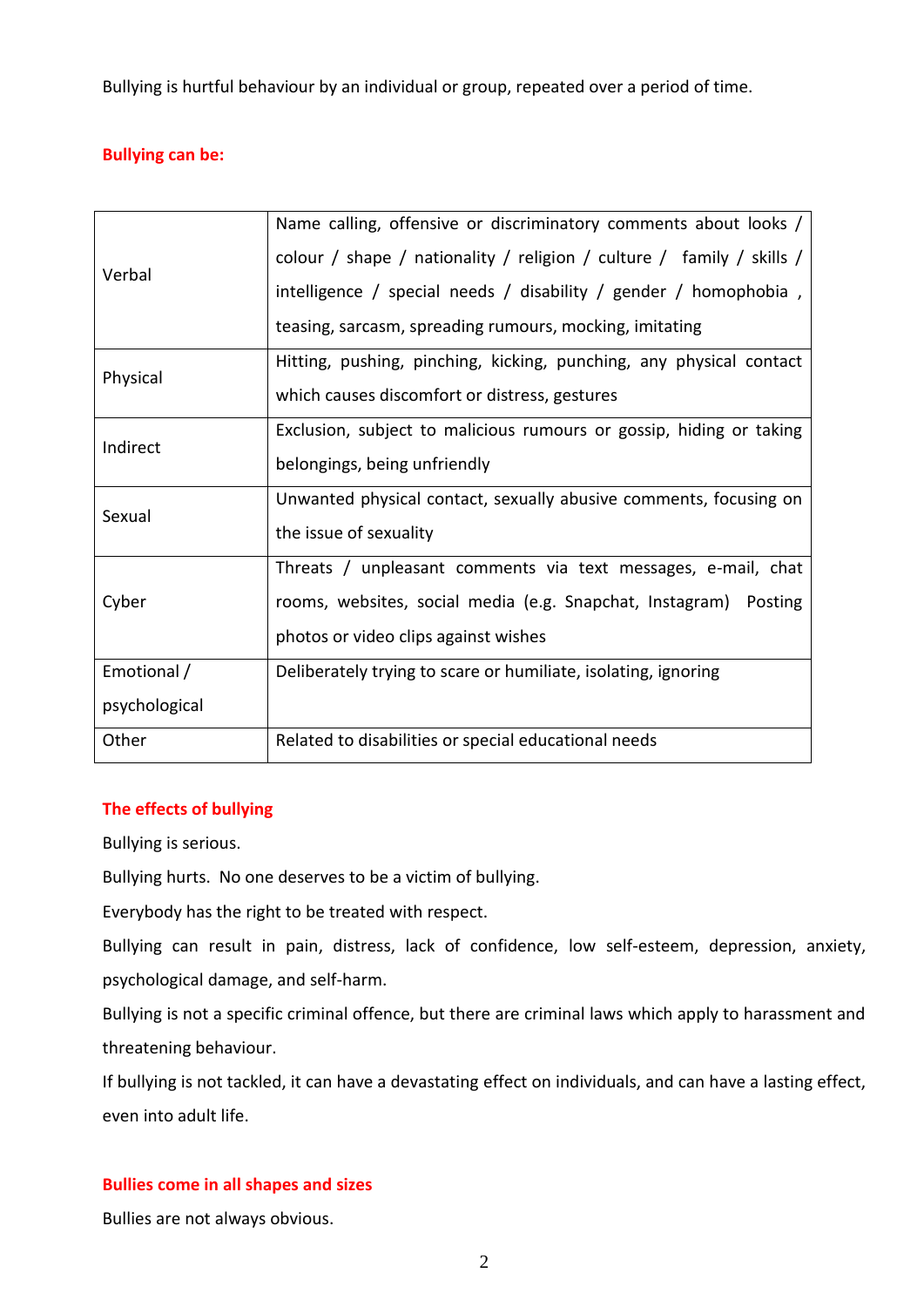Bullying is hurtful behaviour by an individual or group, repeated over a period of time.

## Bullying can be:

| | |
|---|---|
| Verbal | Name calling, offensive or discriminatory comments about looks / colour / shape / nationality / religion / culture / family / skills / intelligence / special needs / disability / gender / homophobia , teasing, sarcasm, spreading rumours, mocking, imitating |
| Physical | Hitting, pushing, pinching, kicking, punching, any physical contact which causes discomfort or distress, gestures |
| Indirect | Exclusion, subject to malicious rumours or gossip, hiding or taking belongings, being unfriendly |
| Sexual | Unwanted physical contact, sexually abusive comments, focusing on the issue of sexuality |
| Cyber | Threats / unpleasant comments via text messages, e-mail, chat rooms, websites, social media (e.g. Snapchat, Instagram) Posting photos or video clips against wishes |
| Emotional / psychological | Deliberately trying to scare or humiliate, isolating, ignoring |
| Other | Related to disabilities or special educational needs |

## The effects of bullying

Bullying is serious.

Bullying hurts. No one deserves to be a victim of bullying.

Everybody has the right to be treated with respect.

Bullying can result in pain, distress, lack of confidence, low self-esteem, depression, anxiety, psychological damage, and self-harm.

Bullying is not a specific criminal offence, but there are criminal laws which apply to harassment and threatening behaviour.

If bullying is not tackled, it can have a devastating effect on individuals, and can have a lasting effect, even into adult life.

## Bullies come in all shapes and sizes

Bullies are not always obvious.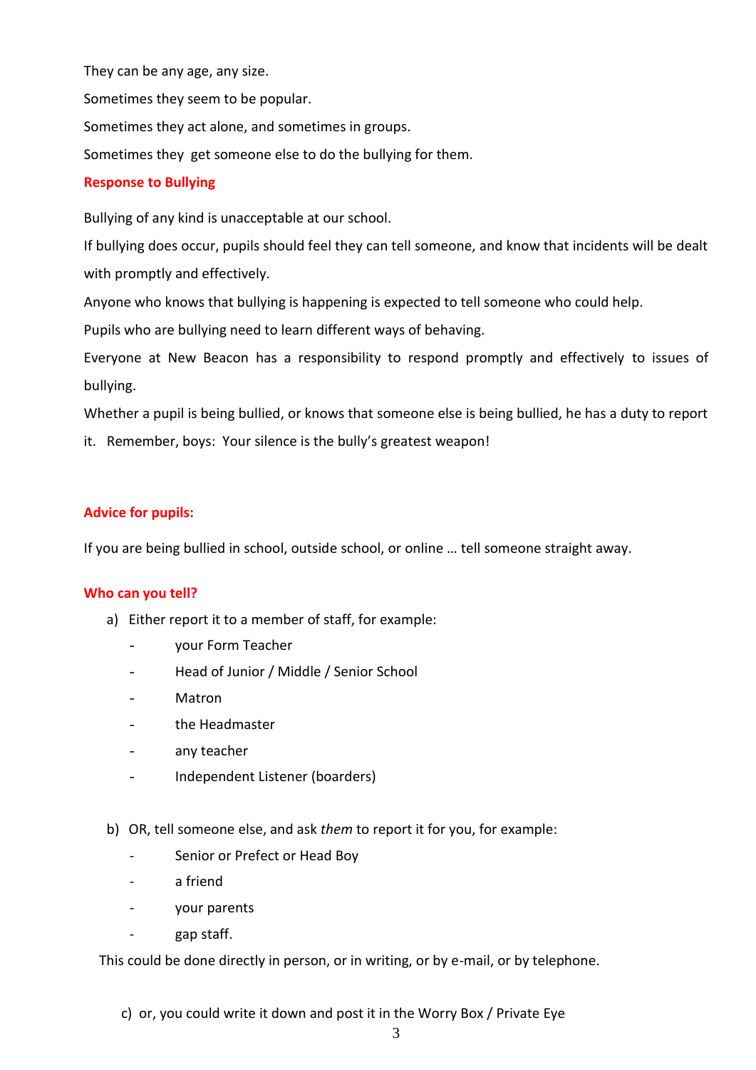They can be any age, any size.

Sometimes they seem to be popular.

Sometimes they act alone, and sometimes in groups.

Sometimes they get someone else to do the bullying for them.

### Response to Bullying

Bullying of any kind is unacceptable at our school.

If bullying does occur, pupils should feel they can tell someone, and know that incidents will be dealt with promptly and effectively.

Anyone who knows that bullying is happening is expected to tell someone who could help.

Pupils who are bullying need to learn different ways of behaving.

Everyone at New Beacon has a responsibility to respond promptly and effectively to issues of bullying.

Whether a pupil is being bullied, or knows that someone else is being bullied, he has a duty to report it. Remember, boys: Your silence is the bully's greatest weapon!

### Advice for pupils:

If you are being bullied in school, outside school, or online … tell someone straight away.

### Who can you tell?

a) Either report it to a member of staff, for example:
   - your Form Teacher
   - Head of Junior / Middle / Senior School
   - Matron
   - the Headmaster
   - any teacher
   - Independent Listener (boarders)

b) OR, tell someone else, and ask *them* to report it for you, for example:
   - Senior or Prefect or Head Boy
   - a friend
   - your parents
   - gap staff.

This could be done directly in person, or in writing, or by e-mail, or by telephone.

c) or, you could write it down and post it in the Worry Box / Private Eye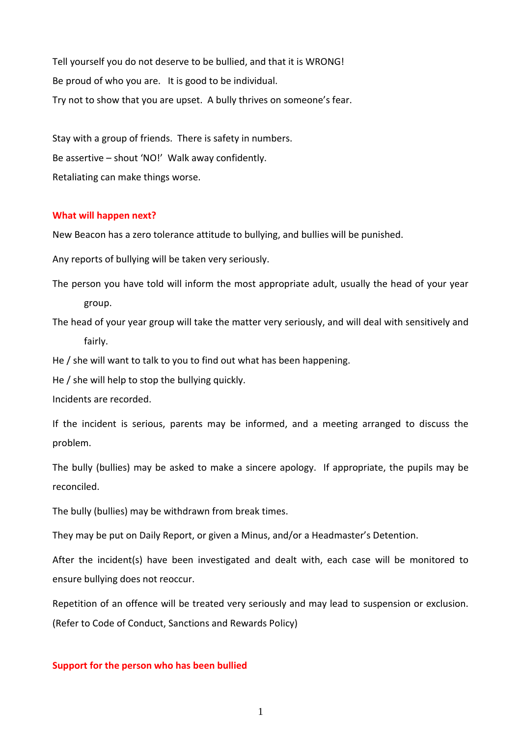Tell yourself you do not deserve to be bullied, and that it is WRONG!

Be proud of who you are. It is good to be individual.

Try not to show that you are upset. A bully thrives on someone's fear.

Stay with a group of friends. There is safety in numbers.

Be assertive – shout 'NO!' Walk away confidently.

Retaliating can make things worse.

## What will happen next?

New Beacon has a zero tolerance attitude to bullying, and bullies will be punished.

Any reports of bullying will be taken very seriously.

The person you have told will inform the most appropriate adult, usually the head of your year group.

The head of your year group will take the matter very seriously, and will deal with sensitively and fairly.

He / she will want to talk to you to find out what has been happening.

He / she will help to stop the bullying quickly.

Incidents are recorded.

If the incident is serious, parents may be informed, and a meeting arranged to discuss the problem.

The bully (bullies) may be asked to make a sincere apology. If appropriate, the pupils may be reconciled.

The bully (bullies) may be withdrawn from break times.

They may be put on Daily Report, or given a Minus, and/or a Headmaster's Detention.

After the incident(s) have been investigated and dealt with, each case will be monitored to ensure bullying does not reoccur.

Repetition of an offence will be treated very seriously and may lead to suspension or exclusion. (Refer to Code of Conduct, Sanctions and Rewards Policy)

## Support for the person who has been bullied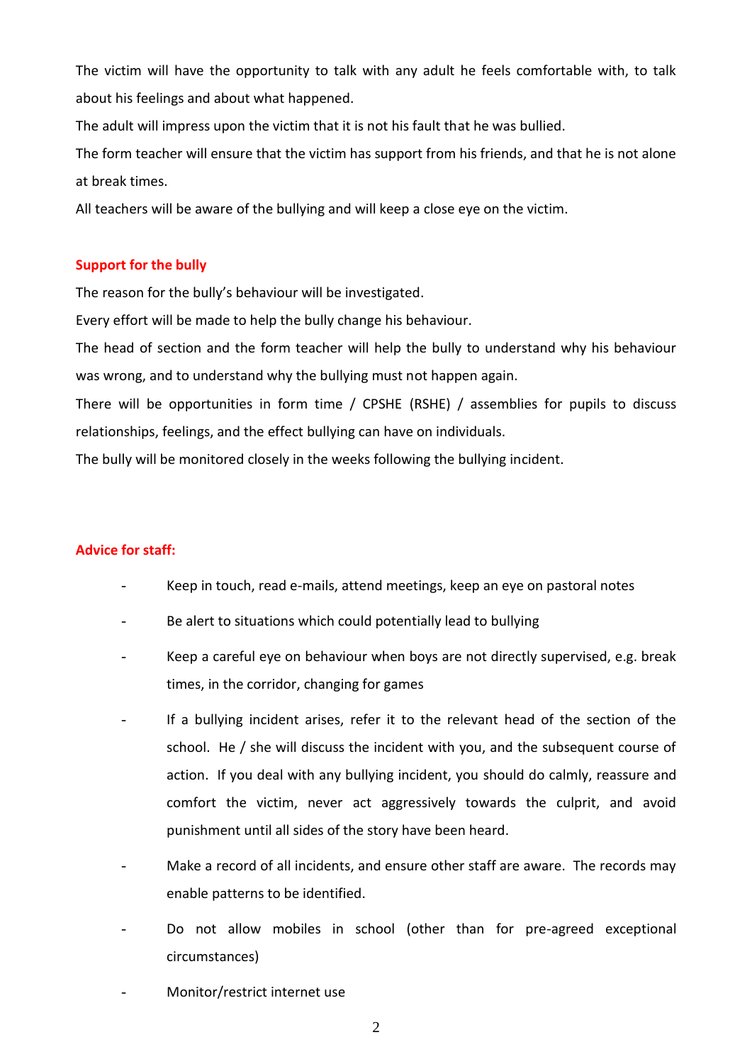The victim will have the opportunity to talk with any adult he feels comfortable with, to talk about his feelings and about what happened.

The adult will impress upon the victim that it is not his fault that he was bullied.

The form teacher will ensure that the victim has support from his friends, and that he is not alone at break times.

All teachers will be aware of the bullying and will keep a close eye on the victim.

### Support for the bully

The reason for the bully's behaviour will be investigated.

Every effort will be made to help the bully change his behaviour.

The head of section and the form teacher will help the bully to understand why his behaviour was wrong, and to understand why the bullying must not happen again.

There will be opportunities in form time / CPSHE (RSHE) / assemblies for pupils to discuss relationships, feelings, and the effect bullying can have on individuals.

The bully will be monitored closely in the weeks following the bullying incident.

### Advice for staff:

- Keep in touch, read e-mails, attend meetings, keep an eye on pastoral notes
- Be alert to situations which could potentially lead to bullying
- Keep a careful eye on behaviour when boys are not directly supervised, e.g. break times, in the corridor, changing for games
- If a bullying incident arises, refer it to the relevant head of the section of the school. He / she will discuss the incident with you, and the subsequent course of action. If you deal with any bullying incident, you should do calmly, reassure and comfort the victim, never act aggressively towards the culprit, and avoid punishment until all sides of the story have been heard.
- Make a record of all incidents, and ensure other staff are aware. The records may enable patterns to be identified.
- Do not allow mobiles in school (other than for pre-agreed exceptional circumstances)
- Monitor/restrict internet use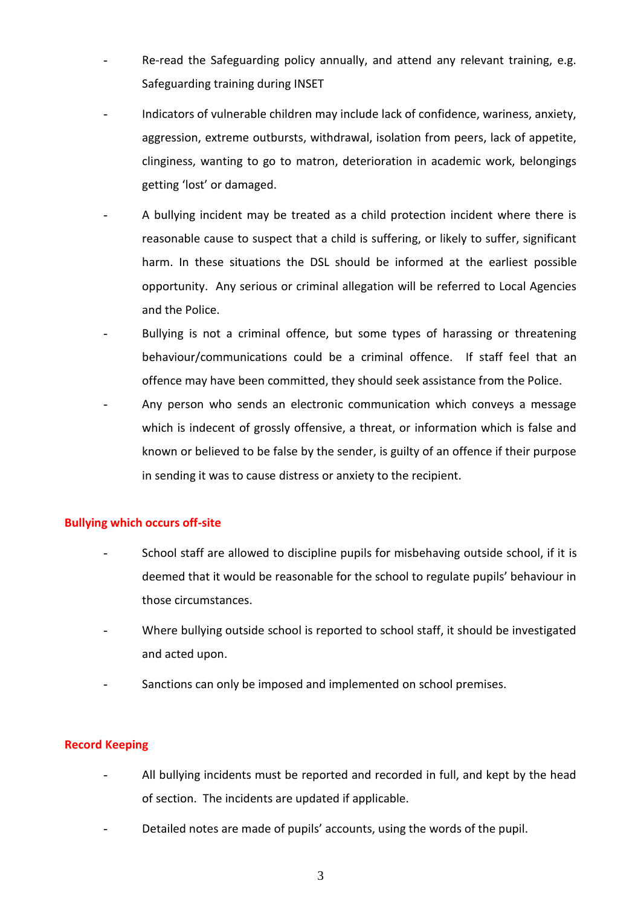- Re-read the Safeguarding policy annually, and attend any relevant training, e.g. Safeguarding training during INSET
- Indicators of vulnerable children may include lack of confidence, wariness, anxiety, aggression, extreme outbursts, withdrawal, isolation from peers, lack of appetite, clinginess, wanting to go to matron, deterioration in academic work, belongings getting 'lost' or damaged.
- A bullying incident may be treated as a child protection incident where there is reasonable cause to suspect that a child is suffering, or likely to suffer, significant harm. In these situations the DSL should be informed at the earliest possible opportunity. Any serious or criminal allegation will be referred to Local Agencies and the Police.
- Bullying is not a criminal offence, but some types of harassing or threatening behaviour/communications could be a criminal offence. If staff feel that an offence may have been committed, they should seek assistance from the Police.
- Any person who sends an electronic communication which conveys a message which is indecent of grossly offensive, a threat, or information which is false and known or believed to be false by the sender, is guilty of an offence if their purpose in sending it was to cause distress or anxiety to the recipient.

**Bullying which occurs off-site**

- School staff are allowed to discipline pupils for misbehaving outside school, if it is deemed that it would be reasonable for the school to regulate pupils' behaviour in those circumstances.
- Where bullying outside school is reported to school staff, it should be investigated and acted upon.
- Sanctions can only be imposed and implemented on school premises.

**Record Keeping**

- All bullying incidents must be reported and recorded in full, and kept by the head of section. The incidents are updated if applicable.
- Detailed notes are made of pupils' accounts, using the words of the pupil.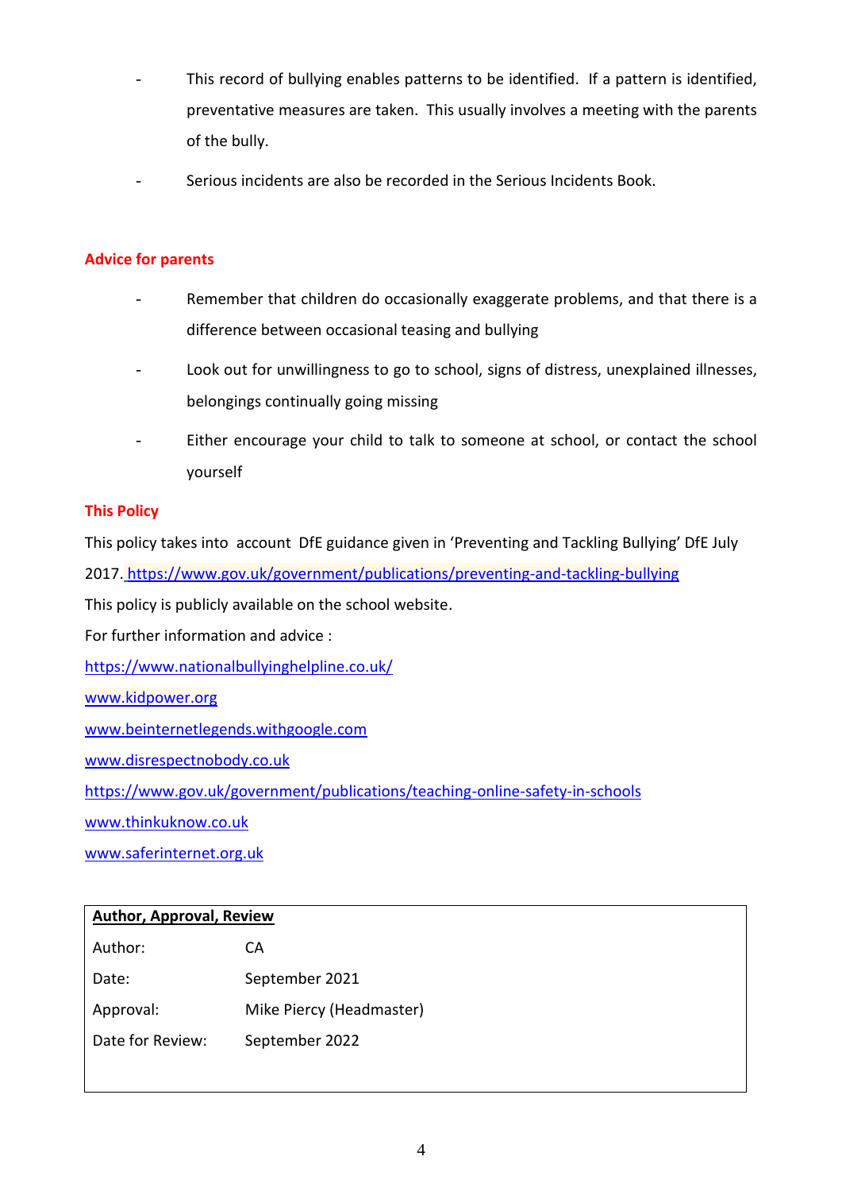- This record of bullying enables patterns to be identified. If a pattern is identified, preventative measures are taken. This usually involves a meeting with the parents of the bully.
- Serious incidents are also be recorded in the Serious Incidents Book.

## Advice for parents

- Remember that children do occasionally exaggerate problems, and that there is a difference between occasional teasing and bullying
- Look out for unwillingness to go to school, signs of distress, unexplained illnesses, belongings continually going missing
- Either encourage your child to talk to someone at school, or contact the school yourself

## This Policy

This policy takes into account DfE guidance given in 'Preventing and Tackling Bullying' DfE July 2017. https://www.gov.uk/government/publications/preventing-and-tackling-bullying

This policy is publicly available on the school website.

For further information and advice :

https://www.nationalbullyinghelpline.co.uk/

www.kidpower.org

www.beinternetlegends.withgoogle.com

www.disrespectnobody.co.uk

https://www.gov.uk/government/publications/teaching-online-safety-in-schools

www.thinkuknow.co.uk

www.saferinternet.org.uk

| **Author, Approval, Review** | |
|---|---|
| Author: | CA |
| Date: | September 2021 |
| Approval: | Mike Piercy (Headmaster) |
| Date for Review: | September 2022 |